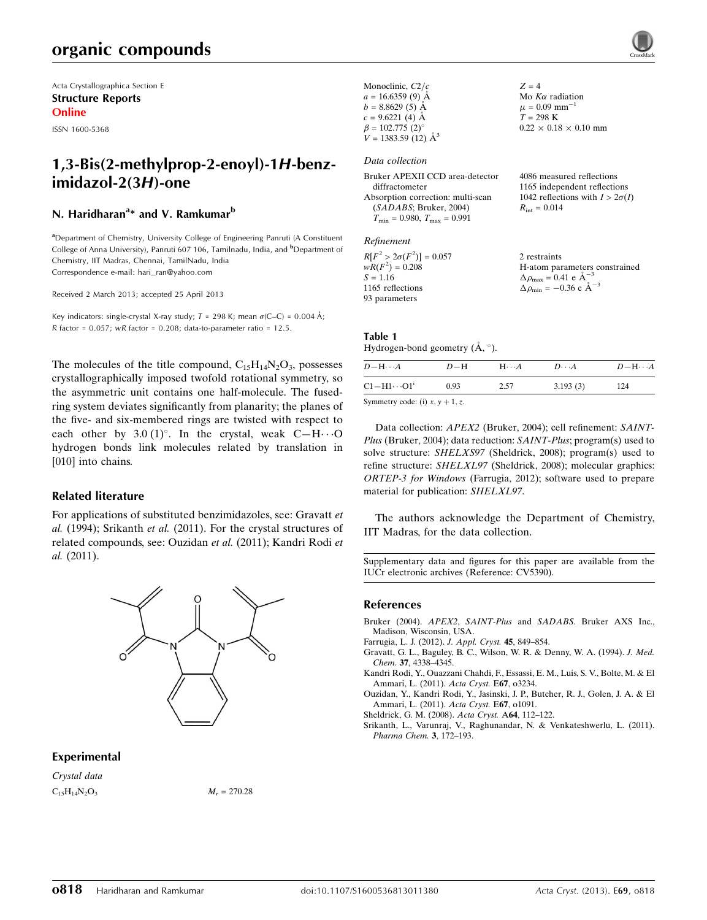Acta Crystallographica Section E

**Structure Reports**

**Online**

ISSN 1600-5368

# 1,3-Bis(2-methylprop-2-enoyl)-1*H*-benzimidazol-2(3*H*)-one

## N. Haridharan[a]* and V. Ramkumar[b]

[a]Department of Chemistry, University College of Engineering Panruti (A Constituent College of Anna University), Panruti 607 106, Tamilnadu, India, and [b]Department of Chemistry, IIT Madras, Chennai, TamilNadu, India

Correspondence e-mail: hari_ran@yahoo.com

Received 2 March 2013; accepted 25 April 2013

Key indicators: single-crystal X-ray study; $T$ = 298 K; mean $\sigma$(C–C) = 0.004 Å; $R$ factor = 0.057; $wR$ factor = 0.208; data-to-parameter ratio = 12.5.

The molecules of the title compound, $C_{15}H_{14}N_2O_3$, possesses crystallographically imposed twofold rotational symmetry, so the asymmetric unit contains one half-molecule. The fused-ring system deviates significantly from planarity; the planes of the five- and six-membered rings are twisted with respect to each other by 3.0 (1)°. In the crystal, weak C—H⋯O hydrogen bonds link molecules related by translation in [010] into chains.

### Related literature

For applications of substituted benzimidazoles, see: Gravatt *et al.* (1994); Srikanth *et al.* (2011). For the crystal structures of related compounds, see: Ouzidan *et al.* (2011); Kandri Rodi *et al.* (2011).

### Experimental

*Crystal data*

$C_{15}H_{14}N_2O_3$

$M_r$ = 270.28

Monoclinic, $C2/c$

$a$ = 16.6359 (9) Å

$b$ = 8.8629 (5) Å

$c$ = 9.6221 (4) Å

$\beta$ = 102.775 (2)°

$V$ = 1383.59 (12) Å$^3$

$Z$ = 4

Mo $K\alpha$ radiation

$\mu$ = 0.09 mm$^{-1}$

$T$ = 298 K

0.22 × 0.18 × 0.10 mm

*Data collection*

Bruker APEXII CCD area-detector diffractometer

Absorption correction: multi-scan (*SADABS*; Bruker, 2004)

$T_{min}$ = 0.980, $T_{max}$ = 0.991

4086 measured reflections

1165 independent reflections

1042 reflections with $I > 2\sigma(I)$

$R_{int}$ = 0.014

*Refinement*

$R[F^2 > 2\sigma(F^2)]$ = 0.057

$wR(F^2)$ = 0.208

$S$ = 1.16

1165 reflections

93 parameters

2 restraints

H-atom parameters constrained

$\Delta\rho_{max}$ = 0.41 e Å$^{-3}$

$\Delta\rho_{min}$ = −0.36 e Å$^{-3}$

**Table 1**

Hydrogen-bond geometry (Å, °).

| $D$—H⋯$A$ | $D$—H | H⋯$A$ | $D$⋯$A$ | $D$—H⋯$A$ |
|---|---|---|---|---|
| C1—H1⋯O1$^{i}$ | 0.93 | 2.57 | 3.193 (3) | 124 |

Symmetry code: (i) $x, y + 1, z$.

Data collection: *APEX2* (Bruker, 2004); cell refinement: *SAINT-Plus* (Bruker, 2004); data reduction: *SAINT-Plus*; program(s) used to solve structure: *SHELXS97* (Sheldrick, 2008); program(s) used to refine structure: *SHELXL97* (Sheldrick, 2008); molecular graphics: *ORTEP-3 for Windows* (Farrugia, 2012); software used to prepare material for publication: *SHELXL97*.

The authors acknowledge the Department of Chemistry, IIT Madras, for the data collection.

Supplementary data and figures for this paper are available from the IUCr electronic archives (Reference: CV5390).

### References

Bruker (2004). *APEX2*, *SAINT-Plus* and *SADABS*. Bruker AXS Inc., Madison, Wisconsin, USA.

Farrugia, L. J. (2012). *J. Appl. Cryst.* **45**, 849–854.

Gravatt, G. L., Baguley, B. C., Wilson, W. R. & Denny, W. A. (1994). *J. Med. Chem.* **37**, 4338–4345.

Kandri Rodi, Y., Ouazzani Chahdi, F., Essassi, E. M., Luis, S. V., Bolte, M. & El Ammari, L. (2011). *Acta Cryst.* E**67**, o3234.

Ouzidan, Y., Kandri Rodi, Y., Jasinski, J. P., Butcher, R. J., Golen, J. A. & El Ammari, L. (2011). *Acta Cryst.* E**67**, o1091.

Sheldrick, G. M. (2008). *Acta Cryst.* A**64**, 112–122.

Srikanth, L., Varunraj, V., Raghunandar, N. & Venkateshwerlu, L. (2011). *Pharma Chem.* **3**, 172–193.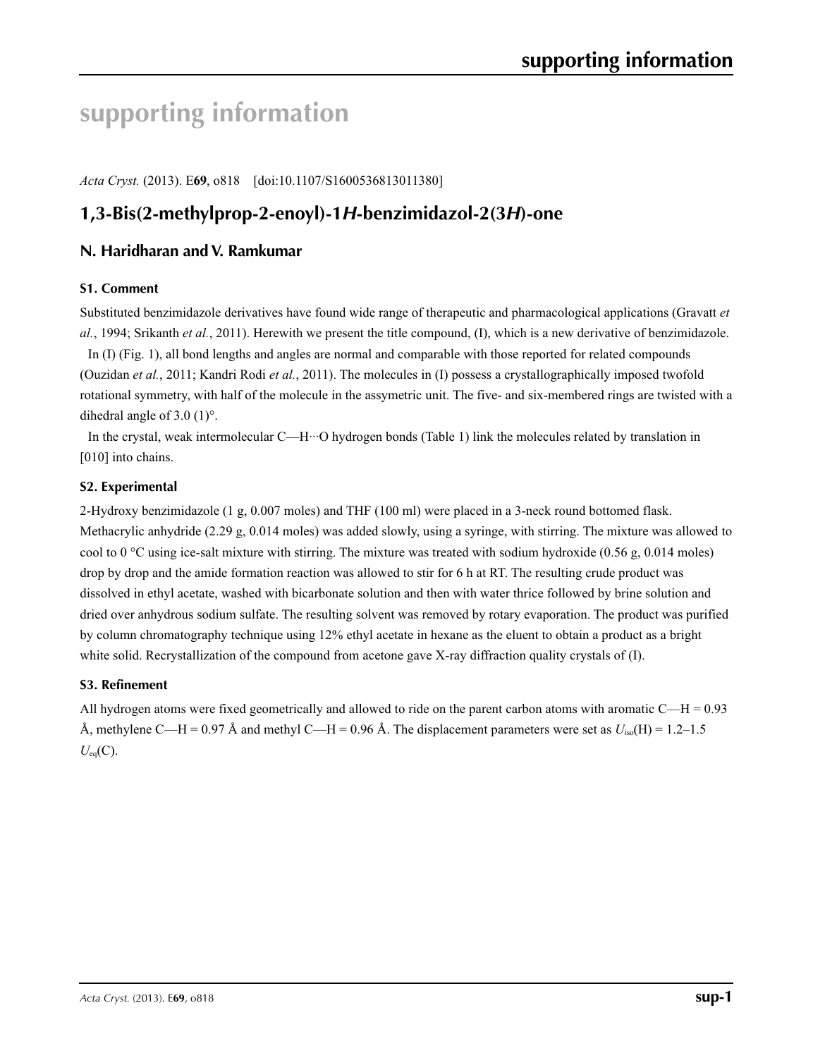# supporting information

*Acta Cryst.* (2013). E**69**, o818    [doi:10.1107/S1600536813011380]

## 1,3-Bis(2-methylprop-2-enoyl)-1*H*-benzimidazol-2(3*H*)-one

### N. Haridharan and V. Ramkumar

#### S1. Comment

Substituted benzimidazole derivatives have found wide range of therapeutic and pharmacological applications (Gravatt *et al.*, 1994; Srikanth *et al.*, 2011). Herewith we present the title compound, (I), which is a new derivative of benzimidazole.

In (I) (Fig. 1), all bond lengths and angles are normal and comparable with those reported for related compounds (Ouzidan *et al.*, 2011; Kandri Rodi *et al.*, 2011). The molecules in (I) possess a crystallographically imposed twofold rotational symmetry, with half of the molecule in the assymetric unit. The five- and six-membered rings are twisted with a dihedral angle of 3.0 (1)°.

In the crystal, weak intermolecular C—H···O hydrogen bonds (Table 1) link the molecules related by translation in [010] into chains.

#### S2. Experimental

2-Hydroxy benzimidazole (1 g, 0.007 moles) and THF (100 ml) were placed in a 3-neck round bottomed flask. Methacrylic anhydride (2.29 g, 0.014 moles) was added slowly, using a syringe, with stirring. The mixture was allowed to cool to 0 °C using ice-salt mixture with stirring. The mixture was treated with sodium hydroxide (0.56 g, 0.014 moles) drop by drop and the amide formation reaction was allowed to stir for 6 h at RT. The resulting crude product was dissolved in ethyl acetate, washed with bicarbonate solution and then with water thrice followed by brine solution and dried over anhydrous sodium sulfate. The resulting solvent was removed by rotary evaporation. The product was purified by column chromatography technique using 12% ethyl acetate in hexane as the eluent to obtain a product as a bright white solid. Recrystallization of the compound from acetone gave X-ray diffraction quality crystals of (I).

#### S3. Refinement

All hydrogen atoms were fixed geometrically and allowed to ride on the parent carbon atoms with aromatic C—H = 0.93 Å, methylene C—H = 0.97 Å and methyl C—H = 0.96 Å. The displacement parameters were set as $U_{iso}$(H) = 1.2–1.5 $U_{eq}$(C).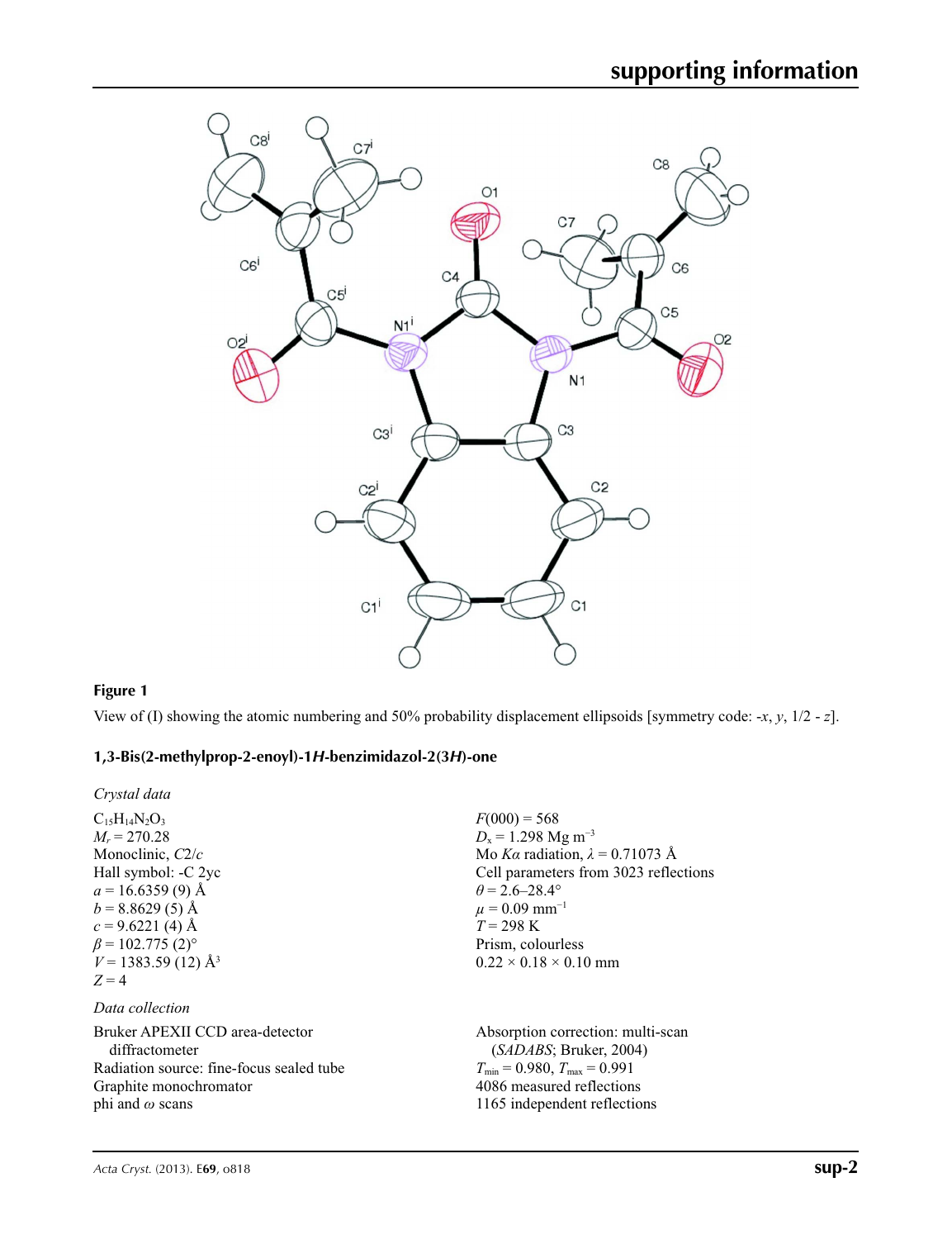**Figure 1**

View of (I) showing the atomic numbering and 50% probability displacement ellipsoids [symmetry code: -*x*, *y*, 1/2 - *z*].

### 1,3-Bis(2-methylprop-2-enoyl)-1*H*-benzimidazol-2(3*H*)-one

*Crystal data*

$C_{15}H_{14}N_2O_3$
$M_r$ = 270.28
Monoclinic, *C*2/*c*
Hall symbol: -C 2yc
*a* = 16.6359 (9) Å
*b* = 8.8629 (5) Å
*c* = 9.6221 (4) Å
*β* = 102.775 (2)°
*V* = 1383.59 (12) Å$^3$
*Z* = 4
*F*(000) = 568
$D_x$ = 1.298 Mg m$^{-3}$
Mo *Kα* radiation, *λ* = 0.71073 Å
Cell parameters from 3023 reflections
*θ* = 2.6–28.4°
*μ* = 0.09 mm$^{-1}$
*T* = 298 K
Prism, colourless
0.22 × 0.18 × 0.10 mm

*Data collection*

Bruker APEXII CCD area-detector diffractometer
Radiation source: fine-focus sealed tube
Graphite monochromator
phi and *ω* scans
Absorption correction: multi-scan (*SADABS*; Bruker, 2004)
$T_{min}$ = 0.980, $T_{max}$ = 0.991
4086 measured reflections
1165 independent reflections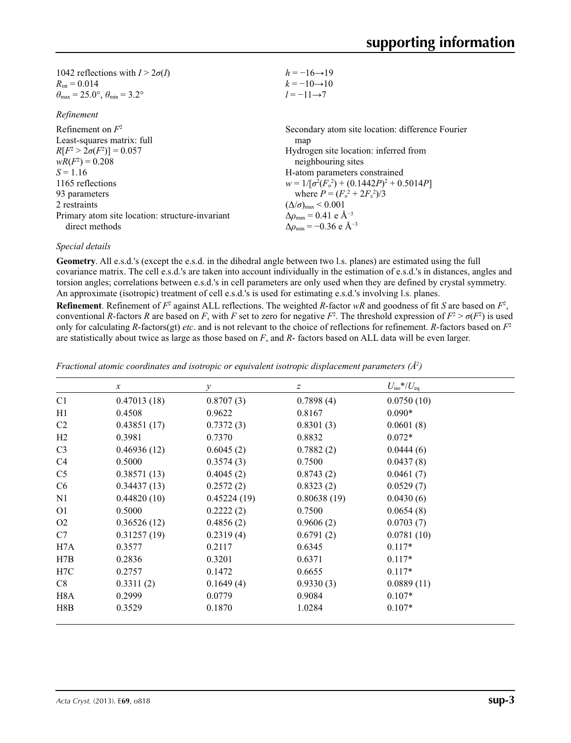1042 reflections with $I > 2\sigma(I)$
$R_{int} = 0.014$
$\theta_{max} = 25.0°$, $\theta_{min} = 3.2°$
$h = -16 \rightarrow 19$
$k = -10 \rightarrow 10$
$l = -11 \rightarrow 7$

*Refinement*

Refinement on $F^2$
Least-squares matrix: full
$R[F^2 > 2\sigma(F^2)] = 0.057$
$wR(F^2) = 0.208$
$S = 1.16$
1165 reflections
93 parameters
2 restraints
Primary atom site location: structure-invariant direct methods
Secondary atom site location: difference Fourier map
Hydrogen site location: inferred from neighbouring sites
H-atom parameters constrained
$w = 1/[\sigma^2(F_o^2) + (0.1442P)^2 + 0.5014P]$
where $P = (F_o^2 + 2F_c^2)/3$
$(\Delta/\sigma)_{max} < 0.001$
$\Delta\rho_{max} = 0.41$ e Å$^{-3}$
$\Delta\rho_{min} = -0.36$ e Å$^{-3}$

*Special details*

**Geometry**. All e.s.d.'s (except the e.s.d. in the dihedral angle between two l.s. planes) are estimated using the full covariance matrix. The cell e.s.d.'s are taken into account individually in the estimation of e.s.d.'s in distances, angles and torsion angles; correlations between e.s.d.'s in cell parameters are only used when they are defined by crystal symmetry. An approximate (isotropic) treatment of cell e.s.d.'s is used for estimating e.s.d.'s involving l.s. planes.

**Refinement**. Refinement of $F^2$ against ALL reflections. The weighted $R$-factor $wR$ and goodness of fit $S$ are based on $F^2$, conventional $R$-factors $R$ are based on $F$, with $F$ set to zero for negative $F^2$. The threshold expression of $F^2 > \sigma(F^2)$ is used only for calculating $R$-factors(gt) *etc*. and is not relevant to the choice of reflections for refinement. $R$-factors based on $F^2$ are statistically about twice as large as those based on $F$, and $R$- factors based on ALL data will be even larger.

*Fractional atomic coordinates and isotropic or equivalent isotropic displacement parameters (Å$^2$)*

| | $x$ | $y$ | $z$ | $U_{iso}$*/$U_{eq}$ |
|---|---|---|---|---|
| C1 | 0.47013 (18) | 0.8707 (3) | 0.7898 (4) | 0.0750 (10) |
| H1 | 0.4508 | 0.9622 | 0.8167 | 0.090* |
| C2 | 0.43851 (17) | 0.7372 (3) | 0.8301 (3) | 0.0601 (8) |
| H2 | 0.3981 | 0.7370 | 0.8832 | 0.072* |
| C3 | 0.46936 (12) | 0.6045 (2) | 0.7882 (2) | 0.0444 (6) |
| C4 | 0.5000 | 0.3574 (3) | 0.7500 | 0.0437 (8) |
| C5 | 0.38571 (13) | 0.4045 (2) | 0.8743 (2) | 0.0461 (7) |
| C6 | 0.34437 (13) | 0.2572 (2) | 0.8323 (2) | 0.0529 (7) |
| N1 | 0.44820 (10) | 0.45224 (19) | 0.80638 (19) | 0.0430 (6) |
| O1 | 0.5000 | 0.2222 (2) | 0.7500 | 0.0654 (8) |
| O2 | 0.36526 (12) | 0.4856 (2) | 0.9606 (2) | 0.0703 (7) |
| C7 | 0.31257 (19) | 0.2319 (4) | 0.6791 (2) | 0.0781 (10) |
| H7A | 0.3577 | 0.2117 | 0.6345 | 0.117* |
| H7B | 0.2836 | 0.3201 | 0.6371 | 0.117* |
| H7C | 0.2757 | 0.1472 | 0.6655 | 0.117* |
| C8 | 0.3311 (2) | 0.1649 (4) | 0.9330 (3) | 0.0889 (11) |
| H8A | 0.2999 | 0.0779 | 0.9084 | 0.107* |
| H8B | 0.3529 | 0.1870 | 1.0284 | 0.107* |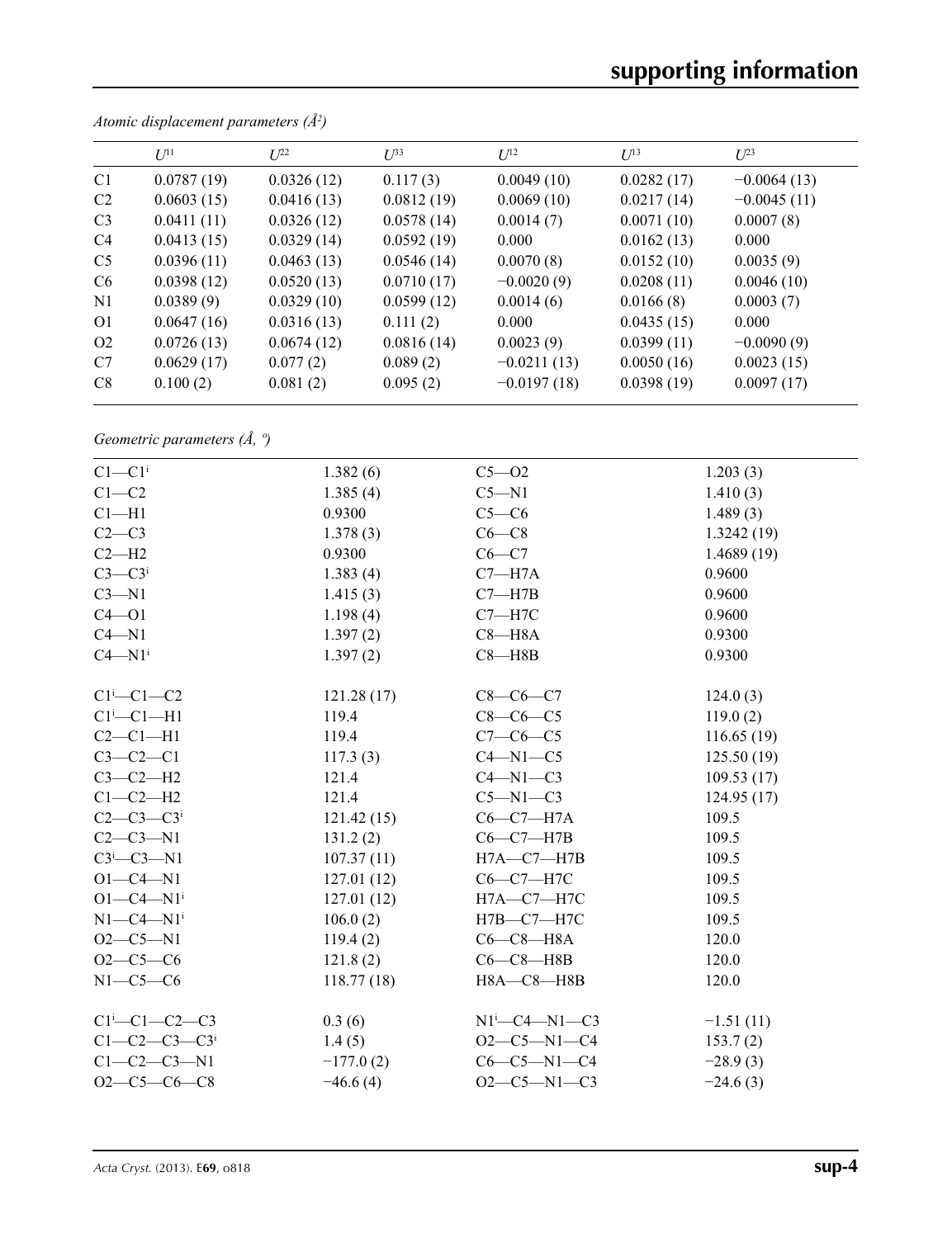*Atomic displacement parameters (Å²)*

| | $U^{11}$ | $U^{22}$ | $U^{33}$ | $U^{12}$ | $U^{13}$ | $U^{23}$ |
|---|---|---|---|---|---|---|
| C1 | 0.0787 (19) | 0.0326 (12) | 0.117 (3) | 0.0049 (10) | 0.0282 (17) | −0.0064 (13) |
| C2 | 0.0603 (15) | 0.0416 (13) | 0.0812 (19) | 0.0069 (10) | 0.0217 (14) | −0.0045 (11) |
| C3 | 0.0411 (11) | 0.0326 (12) | 0.0578 (14) | 0.0014 (7) | 0.0071 (10) | 0.0007 (8) |
| C4 | 0.0413 (15) | 0.0329 (14) | 0.0592 (19) | 0.000 | 0.0162 (13) | 0.000 |
| C5 | 0.0396 (11) | 0.0463 (13) | 0.0546 (14) | 0.0070 (8) | 0.0152 (10) | 0.0035 (9) |
| C6 | 0.0398 (12) | 0.0520 (13) | 0.0710 (17) | −0.0020 (9) | 0.0208 (11) | 0.0046 (10) |
| N1 | 0.0389 (9) | 0.0329 (10) | 0.0599 (12) | 0.0014 (6) | 0.0166 (8) | 0.0003 (7) |
| O1 | 0.0647 (16) | 0.0316 (13) | 0.111 (2) | 0.000 | 0.0435 (15) | 0.000 |
| O2 | 0.0726 (13) | 0.0674 (12) | 0.0816 (14) | 0.0023 (9) | 0.0399 (11) | −0.0090 (9) |
| C7 | 0.0629 (17) | 0.077 (2) | 0.089 (2) | −0.0211 (13) | 0.0050 (16) | 0.0023 (15) |
| C8 | 0.100 (2) | 0.081 (2) | 0.095 (2) | −0.0197 (18) | 0.0398 (19) | 0.0097 (17) |

*Geometric parameters (Å, º)*

| | | | |
|---|---|---|---|
| C1—C1ⁱ | 1.382 (6) | C5—O2 | 1.203 (3) |
| C1—C2 | 1.385 (4) | C5—N1 | 1.410 (3) |
| C1—H1 | 0.9300 | C5—C6 | 1.489 (3) |
| C2—C3 | 1.378 (3) | C6—C8 | 1.3242 (19) |
| C2—H2 | 0.9300 | C6—C7 | 1.4689 (19) |
| C3—C3ⁱ | 1.383 (4) | C7—H7A | 0.9600 |
| C3—N1 | 1.415 (3) | C7—H7B | 0.9600 |
| C4—O1 | 1.198 (4) | C7—H7C | 0.9600 |
| C4—N1 | 1.397 (2) | C8—H8A | 0.9300 |
| C4—N1ⁱ | 1.397 (2) | C8—H8B | 0.9300 |
| | | | |
| C1ⁱ—C1—C2 | 121.28 (17) | C8—C6—C7 | 124.0 (3) |
| C1ⁱ—C1—H1 | 119.4 | C8—C6—C5 | 119.0 (2) |
| C2—C1—H1 | 119.4 | C7—C6—C5 | 116.65 (19) |
| C3—C2—C1 | 117.3 (3) | C4—N1—C5 | 125.50 (19) |
| C3—C2—H2 | 121.4 | C4—N1—C3 | 109.53 (17) |
| C1—C2—H2 | 121.4 | C5—N1—C3 | 124.95 (17) |
| C2—C3—C3ⁱ | 121.42 (15) | C6—C7—H7A | 109.5 |
| C2—C3—N1 | 131.2 (2) | C6—C7—H7B | 109.5 |
| C3ⁱ—C3—N1 | 107.37 (11) | H7A—C7—H7B | 109.5 |
| O1—C4—N1 | 127.01 (12) | C6—C7—H7C | 109.5 |
| O1—C4—N1ⁱ | 127.01 (12) | H7A—C7—H7C | 109.5 |
| N1—C4—N1ⁱ | 106.0 (2) | H7B—C7—H7C | 109.5 |
| O2—C5—N1 | 119.4 (2) | C6—C8—H8A | 120.0 |
| O2—C5—C6 | 121.8 (2) | C6—C8—H8B | 120.0 |
| N1—C5—C6 | 118.77 (18) | H8A—C8—H8B | 120.0 |
| | | | |
| C1ⁱ—C1—C2—C3 | 0.3 (6) | N1ⁱ—C4—N1—C3 | −1.51 (11) |
| C1—C2—C3—C3ⁱ | 1.4 (5) | O2—C5—N1—C4 | 153.7 (2) |
| C1—C2—C3—N1 | −177.0 (2) | C6—C5—N1—C4 | −28.9 (3) |
| O2—C5—C6—C8 | −46.6 (4) | O2—C5—N1—C3 | −24.6 (3) |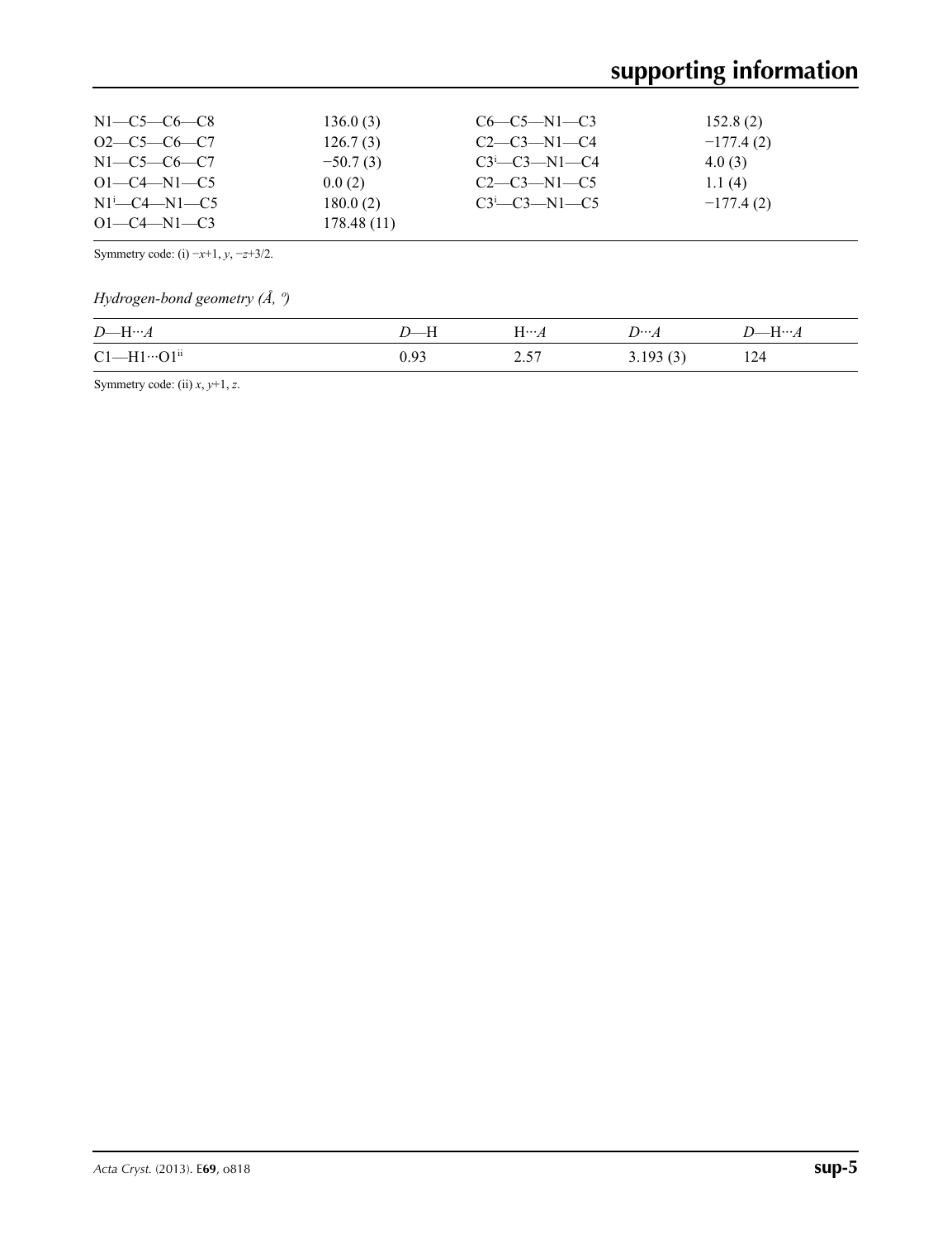| | | | |
|---|---|---|---|
| N1—C5—C6—C8 | 136.0 (3) | C6—C5—N1—C3 | 152.8 (2) |
| O2—C5—C6—C7 | 126.7 (3) | C2—C3—N1—C4 | −177.4 (2) |
| N1—C5—C6—C7 | −50.7 (3) | C3$^{i}$—C3—N1—C4 | 4.0 (3) |
| O1—C4—N1—C5 | 0.0 (2) | C2—C3—N1—C5 | 1.1 (4) |
| N1$^{i}$—C4—N1—C5 | 180.0 (2) | C3$^{i}$—C3—N1—C5 | −177.4 (2) |
| O1—C4—N1—C3 | 178.48 (11) | | |

Symmetry code: (i) $-x+1$, $y$, $-z+3/2$.

*Hydrogen-bond geometry (Å, º)*

| *D*—H···*A* | *D*—H | H···*A* | *D*···*A* | *D*—H···*A* |
|---|---|---|---|---|
| C1—H1···O1$^{ii}$ | 0.93 | 2.57 | 3.193 (3) | 124 |

Symmetry code: (ii) $x$, $y+1$, $z$.